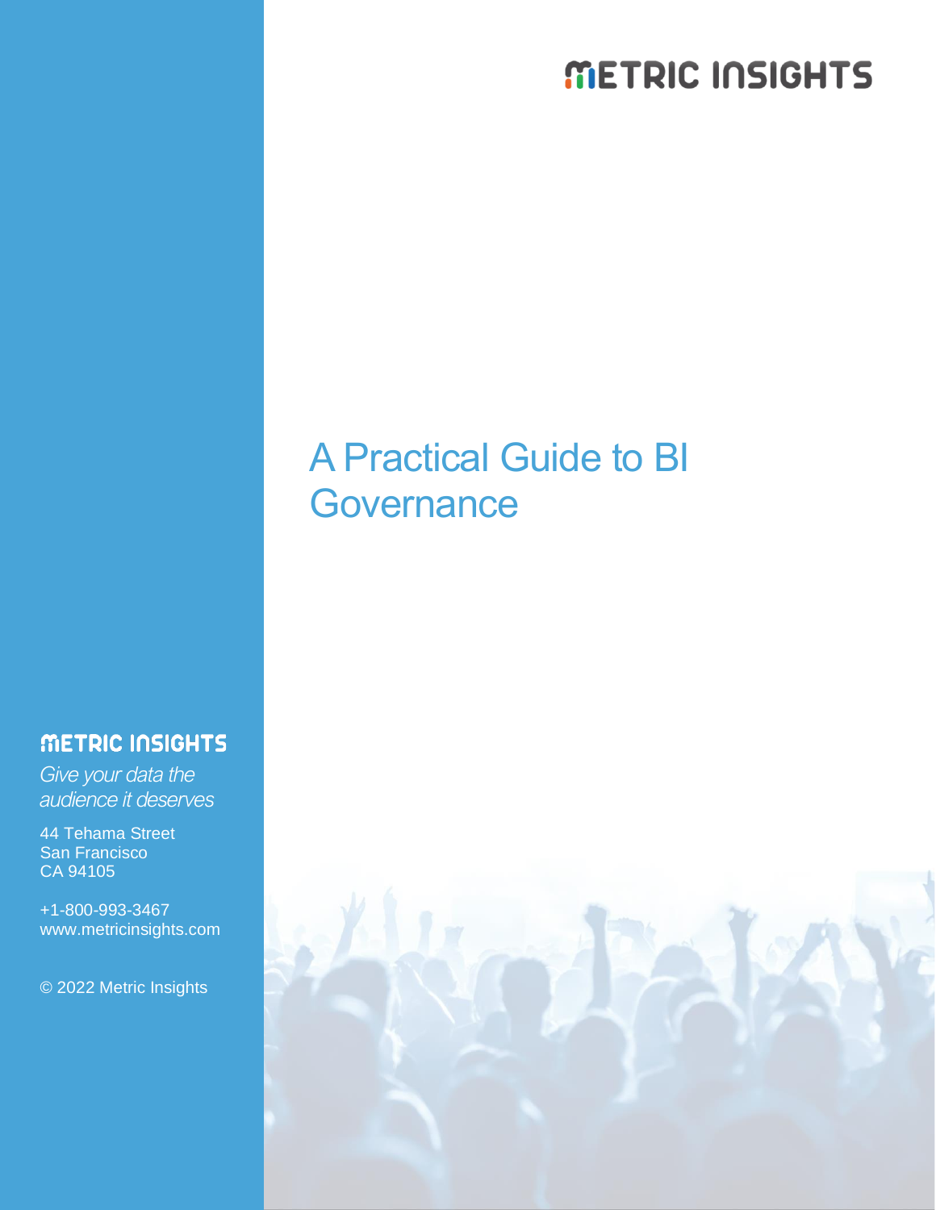METRIC INSIGHTS

# A Practical Guide to BI Governance

METRIC INSIGHTS

*Give your data the audience it deserves*

44 Tehama Street
San Francisco
CA 94105

+1-800-993-3467
www.metricinsights.com

© 2022 Metric Insights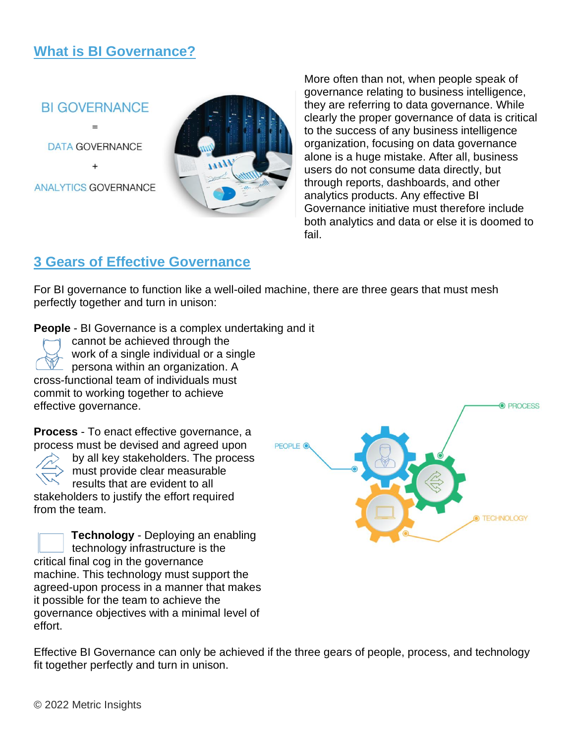## What is BI Governance?

BI GOVERNANCE

=

DATA GOVERNANCE

+

ANALYTICS GOVERNANCE

More often than not, when people speak of governance relating to business intelligence, they are referring to data governance. While clearly the proper governance of data is critical to the success of any business intelligence organization, focusing on data governance alone is a huge mistake. After all, business users do not consume data directly, but through reports, dashboards, and other analytics products. Any effective BI Governance initiative must therefore include both analytics and data or else it is doomed to fail.

## 3 Gears of Effective Governance

For BI governance to function like a well-oiled machine, there are three gears that must mesh perfectly together and turn in unison:

**People** - BI Governance is a complex undertaking and it cannot be achieved through the work of a single individual or a single persona within an organization. A cross-functional team of individuals must commit to working together to achieve effective governance.

**Process** - To enact effective governance, a process must be devised and agreed upon by all key stakeholders. The process must provide clear measurable results that are evident to all stakeholders to justify the effort required from the team.

**Technology** - Deploying an enabling technology infrastructure is the critical final cog in the governance machine. This technology must support the agreed-upon process in a manner that makes it possible for the team to achieve the governance objectives with a minimal level of effort.

PEOPLE

PROCESS

TECHNOLOGY

Effective BI Governance can only be achieved if the three gears of people, process, and technology fit together perfectly and turn in unison.

© 2022 Metric Insights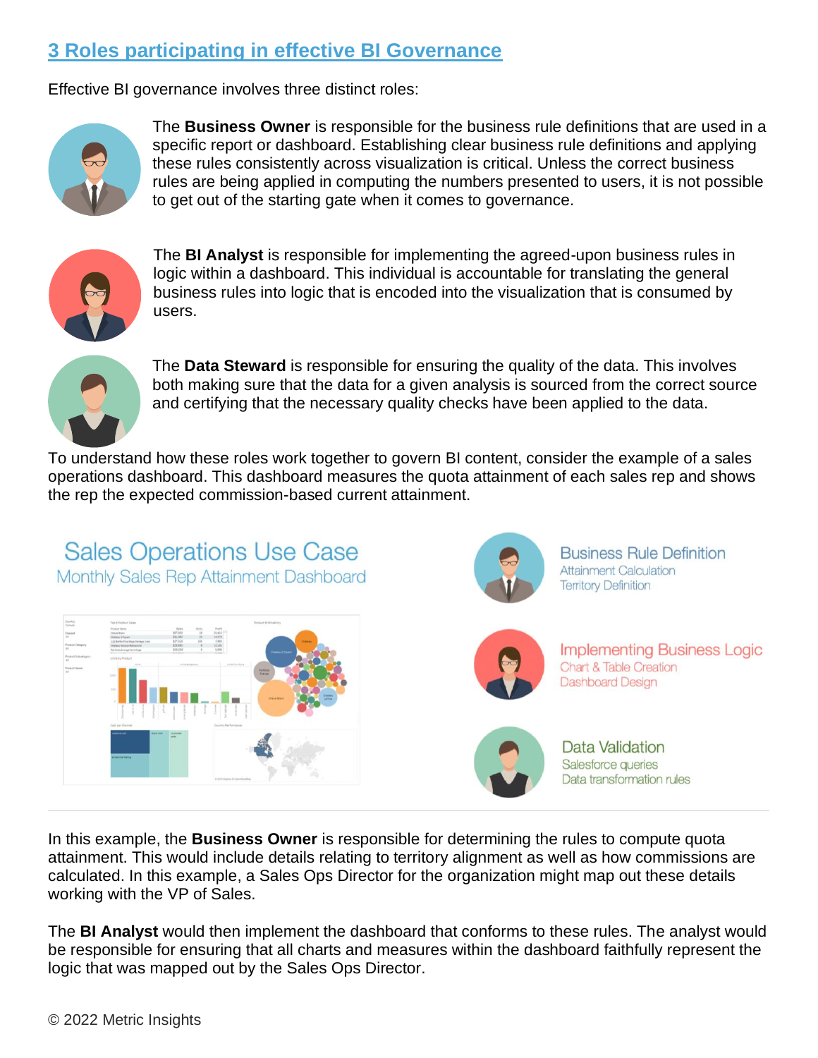## 3 Roles participating in effective BI Governance

Effective BI governance involves three distinct roles:

The **Business Owner** is responsible for the business rule definitions that are used in a specific report or dashboard. Establishing clear business rule definitions and applying these rules consistently across visualization is critical. Unless the correct business rules are being applied in computing the numbers presented to users, it is not possible to get out of the starting gate when it comes to governance.

The **BI Analyst** is responsible for implementing the agreed-upon business rules in logic within a dashboard. This individual is accountable for translating the general business rules into logic that is encoded into the visualization that is consumed by users.

The **Data Steward** is responsible for ensuring the quality of the data. This involves both making sure that the data for a given analysis is sourced from the correct source and certifying that the necessary quality checks have been applied to the data.

To understand how these roles work together to govern BI content, consider the example of a sales operations dashboard. This dashboard measures the quota attainment of each sales rep and shows the rep the expected commission-based current attainment.

**Sales Operations Use Case**
Monthly Sales Rep Attainment Dashboard

**Business Rule Definition**
Attainment Calculation
Territory Definition

**Implementing Business Logic**
Chart & Table Creation
Dashboard Design

**Data Validation**
Salesforce queries
Data transformation rules

---

In this example, the **Business Owner** is responsible for determining the rules to compute quota attainment. This would include details relating to territory alignment as well as how commissions are calculated. In this example, a Sales Ops Director for the organization might map out these details working with the VP of Sales.

The **BI Analyst** would then implement the dashboard that conforms to these rules. The analyst would be responsible for ensuring that all charts and measures within the dashboard faithfully represent the logic that was mapped out by the Sales Ops Director.

© 2022 Metric Insights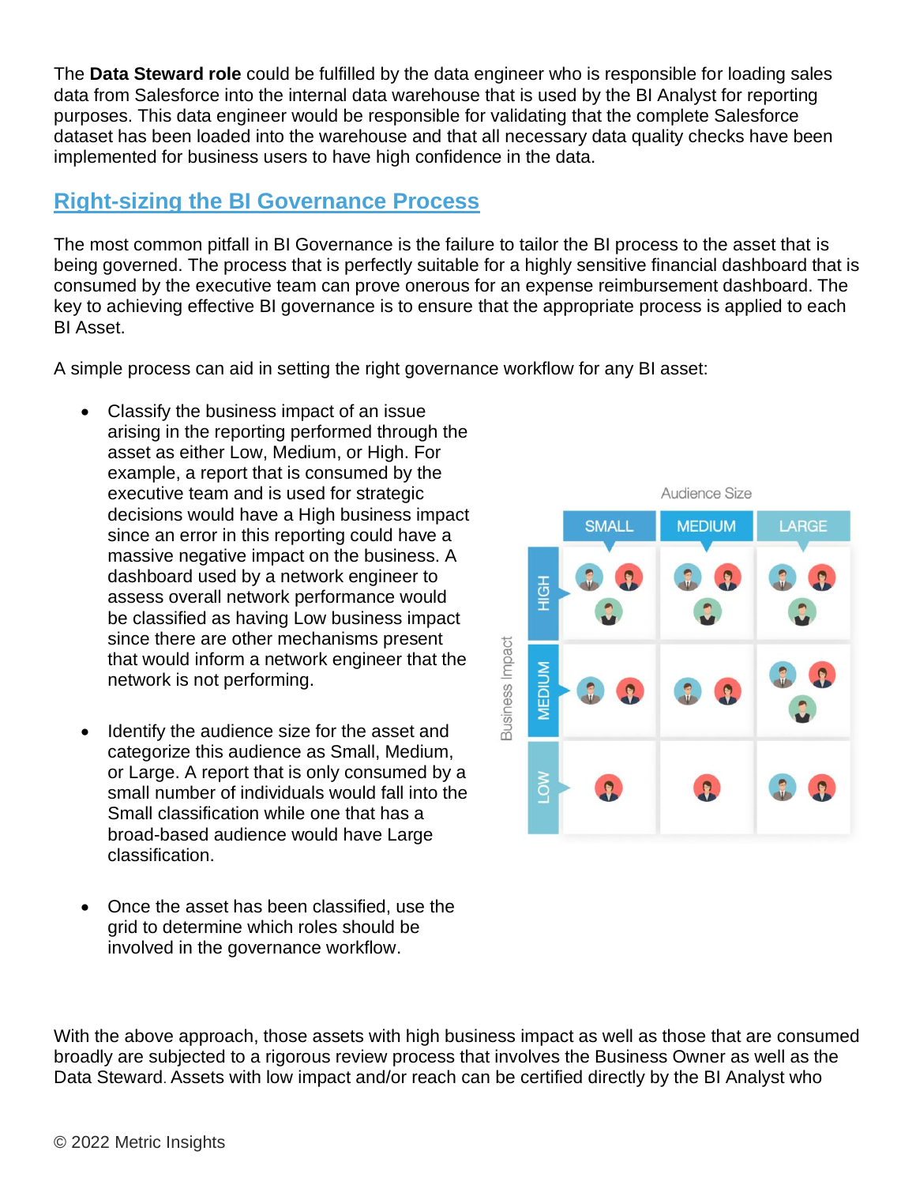The **Data Steward role** could be fulfilled by the data engineer who is responsible for loading sales data from Salesforce into the internal data warehouse that is used by the BI Analyst for reporting purposes. This data engineer would be responsible for validating that the complete Salesforce dataset has been loaded into the warehouse and that all necessary data quality checks have been implemented for business users to have high confidence in the data.

## Right-sizing the BI Governance Process

The most common pitfall in BI Governance is the failure to tailor the BI process to the asset that is being governed. The process that is perfectly suitable for a highly sensitive financial dashboard that is consumed by the executive team can prove onerous for an expense reimbursement dashboard. The key to achieving effective BI governance is to ensure that the appropriate process is applied to each BI Asset.

A simple process can aid in setting the right governance workflow for any BI asset:

- Classify the business impact of an issue arising in the reporting performed through the asset as either Low, Medium, or High. For example, a report that is consumed by the executive team and is used for strategic decisions would have a High business impact since an error in this reporting could have a massive negative impact on the business. A dashboard used by a network engineer to assess overall network performance would be classified as having Low business impact since there are other mechanisms present that would inform a network engineer that the network is not performing.
- Identify the audience size for the asset and categorize this audience as Small, Medium, or Large. A report that is only consumed by a small number of individuals would fall into the Small classification while one that has a broad-based audience would have Large classification.
- Once the asset has been classified, use the grid to determine which roles should be involved in the governance workflow.

With the above approach, those assets with high business impact as well as those that are consumed broadly are subjected to a rigorous review process that involves the Business Owner as well as the Data Steward. Assets with low impact and/or reach can be certified directly by the BI Analyst who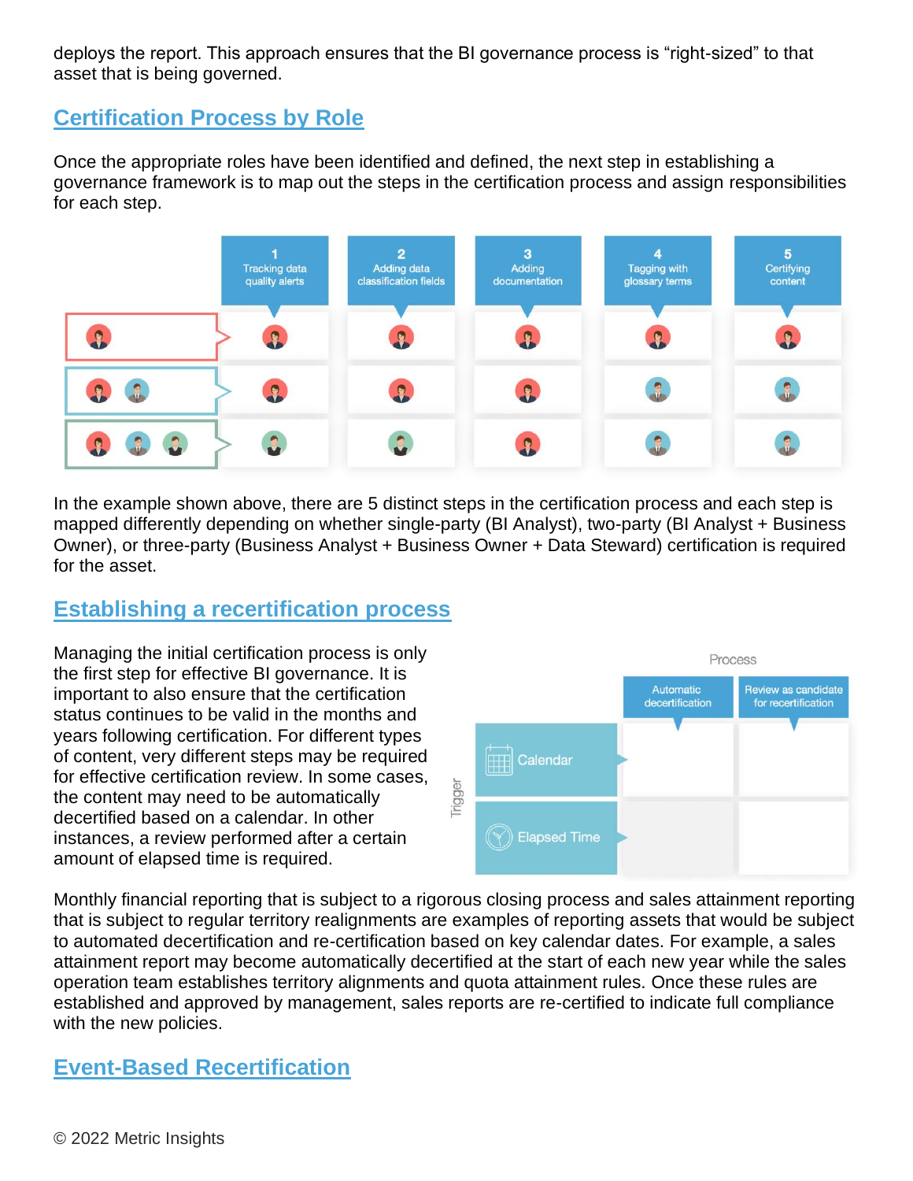deploys the report. This approach ensures that the BI governance process is "right-sized" to that asset that is being governed.

## Certification Process by Role

Once the appropriate roles have been identified and defined, the next step in establishing a governance framework is to map out the steps in the certification process and assign responsibilities for each step.

In the example shown above, there are 5 distinct steps in the certification process and each step is mapped differently depending on whether single-party (BI Analyst), two-party (BI Analyst + Business Owner), or three-party (Business Analyst + Business Owner + Data Steward) certification is required for the asset.

## Establishing a recertification process

Managing the initial certification process is only the first step for effective BI governance. It is important to also ensure that the certification status continues to be valid in the months and years following certification. For different types of content, very different steps may be required for effective certification review. In some cases, the content may need to be automatically decertified based on a calendar. In other instances, a review performed after a certain amount of elapsed time is required.

Monthly financial reporting that is subject to a rigorous closing process and sales attainment reporting that is subject to regular territory realignments are examples of reporting assets that would be subject to automated decertification and re-certification based on key calendar dates. For example, a sales attainment report may become automatically decertified at the start of each new year while the sales operation team establishes territory alignments and quota attainment rules. Once these rules are established and approved by management, sales reports are re-certified to indicate full compliance with the new policies.

## Event-Based Recertification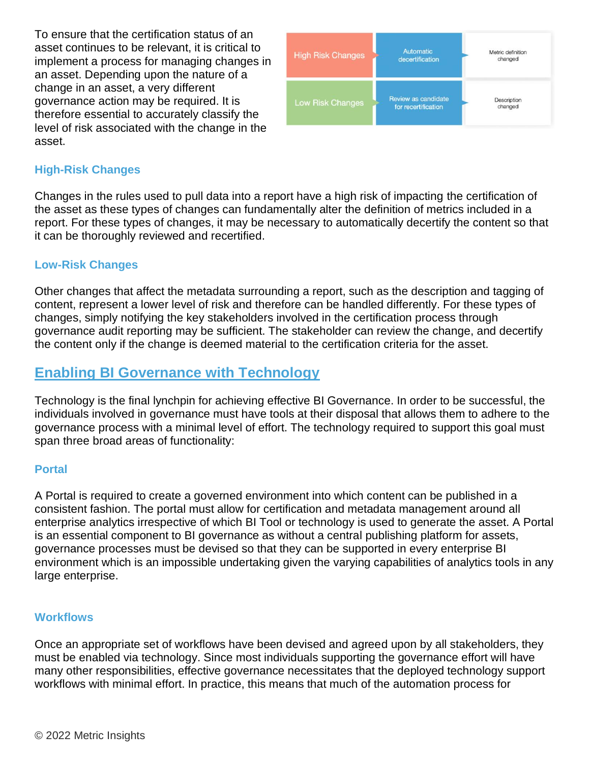To ensure that the certification status of an asset continues to be relevant, it is critical to implement a process for managing changes in an asset. Depending upon the nature of a change in an asset, a very different governance action may be required. It is therefore essential to accurately classify the level of risk associated with the change in the asset.

| High Risk Changes | Automatic decertification | Metric definition changed |
|---|---|---|
| Low Risk Changes | Review as candidate for recertification | Description changed |

### High-Risk Changes

Changes in the rules used to pull data into a report have a high risk of impacting the certification of the asset as these types of changes can fundamentally alter the definition of metrics included in a report. For these types of changes, it may be necessary to automatically decertify the content so that it can be thoroughly reviewed and recertified.

### Low-Risk Changes

Other changes that affect the metadata surrounding a report, such as the description and tagging of content, represent a lower level of risk and therefore can be handled differently. For these types of changes, simply notifying the key stakeholders involved in the certification process through governance audit reporting may be sufficient. The stakeholder can review the change, and decertify the content only if the change is deemed material to the certification criteria for the asset.

## Enabling BI Governance with Technology

Technology is the final lynchpin for achieving effective BI Governance. In order to be successful, the individuals involved in governance must have tools at their disposal that allows them to adhere to the governance process with a minimal level of effort. The technology required to support this goal must span three broad areas of functionality:

### Portal

A Portal is required to create a governed environment into which content can be published in a consistent fashion. The portal must allow for certification and metadata management around all enterprise analytics irrespective of which BI Tool or technology is used to generate the asset. A Portal is an essential component to BI governance as without a central publishing platform for assets, governance processes must be devised so that they can be supported in every enterprise BI environment which is an impossible undertaking given the varying capabilities of analytics tools in any large enterprise.

### Workflows

Once an appropriate set of workflows have been devised and agreed upon by all stakeholders, they must be enabled via technology. Since most individuals supporting the governance effort will have many other responsibilities, effective governance necessitates that the deployed technology support workflows with minimal effort. In practice, this means that much of the automation process for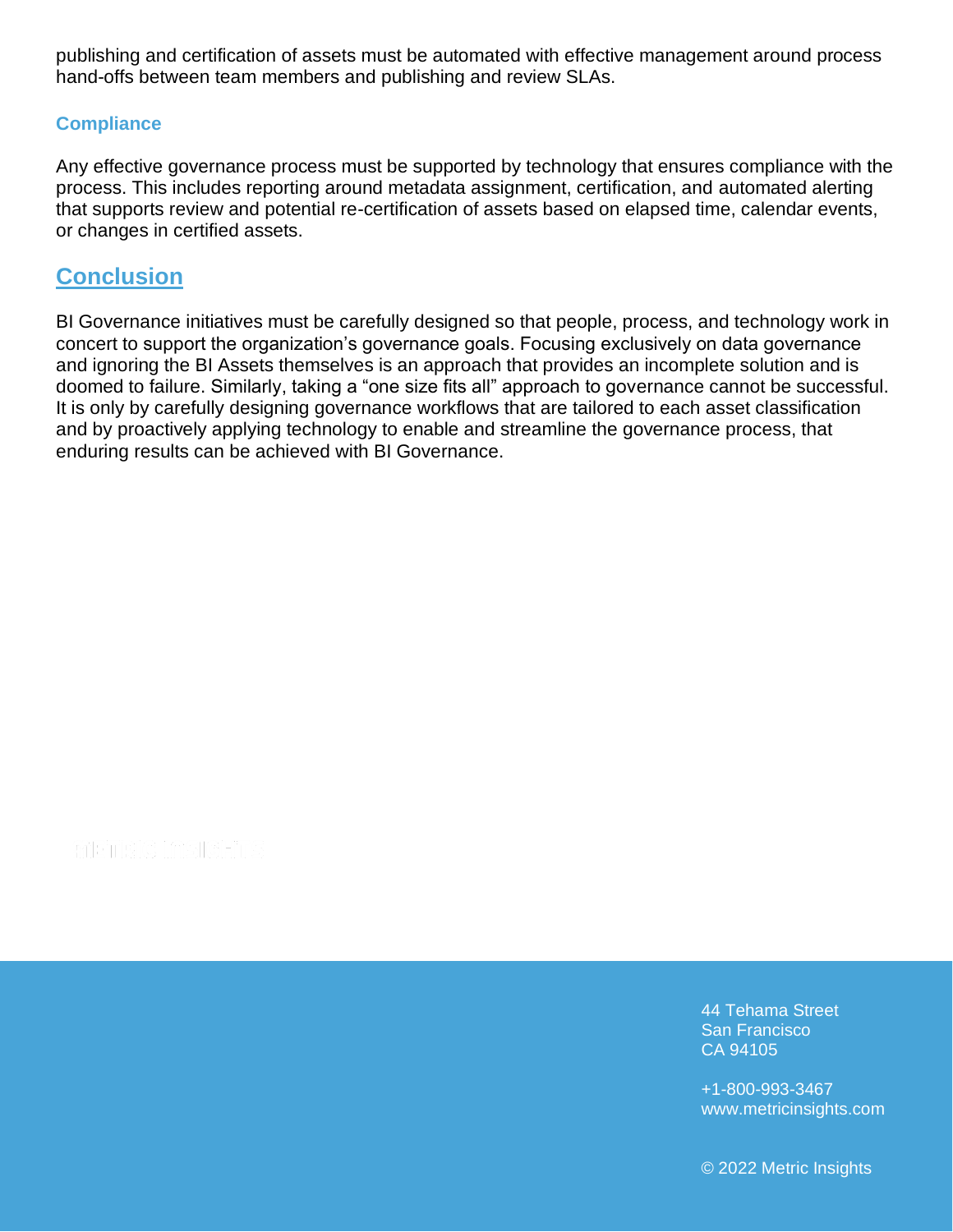publishing and certification of assets must be automated with effective management around process hand-offs between team members and publishing and review SLAs.

### Compliance

Any effective governance process must be supported by technology that ensures compliance with the process. This includes reporting around metadata assignment, certification, and automated alerting that supports review and potential re-certification of assets based on elapsed time, calendar events, or changes in certified assets.

## Conclusion

BI Governance initiatives must be carefully designed so that people, process, and technology work in concert to support the organization's governance goals. Focusing exclusively on data governance and ignoring the BI Assets themselves is an approach that provides an incomplete solution and is doomed to failure. Similarly, taking a "one size fits all" approach to governance cannot be successful. It is only by carefully designing governance workflows that are tailored to each asset classification and by proactively applying technology to enable and streamline the governance process, that enduring results can be achieved with BI Governance.

44 Tehama Street
San Francisco
CA 94105

+1-800-993-3467
www.metricinsights.com

© 2022 Metric Insights